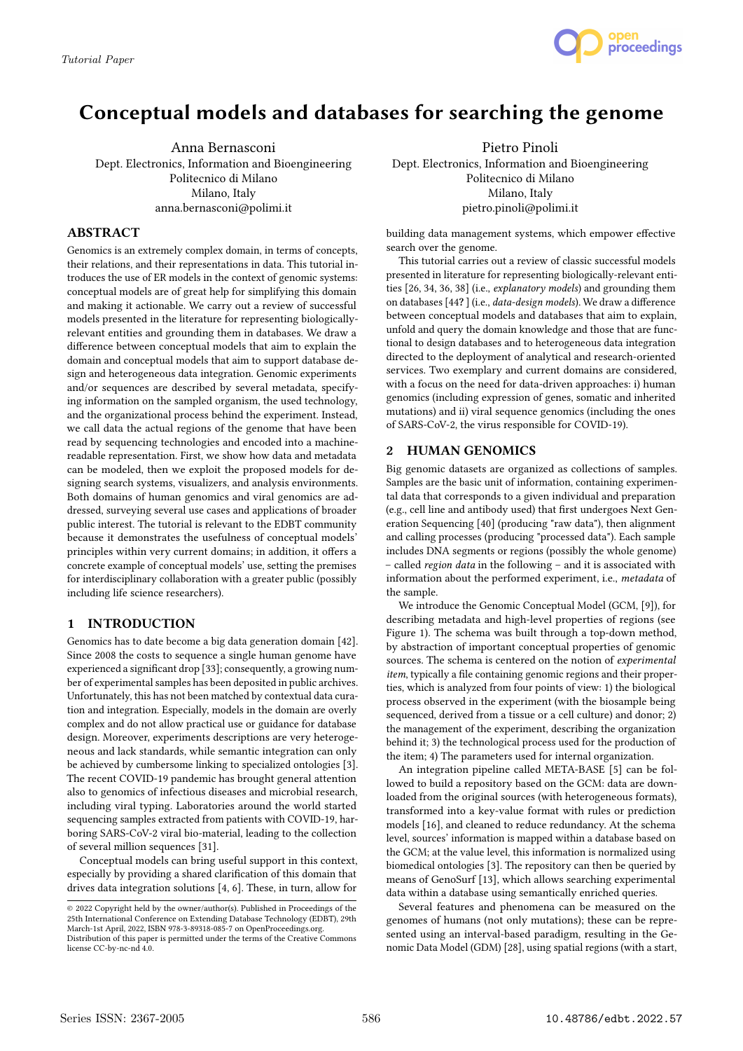# Conceptual models and databases for searching the genome

Anna Bernasconi
Dept. Electronics, Information and Bioengineering
Politecnico di Milano
Milano, Italy
anna.bernasconi@polimi.it

Pietro Pinoli
Dept. Electronics, Information and Bioengineering
Politecnico di Milano
Milano, Italy
pietro.pinoli@polimi.it

## ABSTRACT

Genomics is an extremely complex domain, in terms of concepts, their relations, and their representations in data. This tutorial introduces the use of ER models in the context of genomic systems: conceptual models are of great help for simplifying this domain and making it actionable. We carry out a review of successful models presented in the literature for representing biologically-relevant entities and grounding them in databases. We draw a difference between conceptual models that aim to explain the domain and conceptual models that aim to support database design and heterogeneous data integration. Genomic experiments and/or sequences are described by several metadata, specifying information on the sampled organism, the used technology, and the organizational process behind the experiment. Instead, we call data the actual regions of the genome that have been read by sequencing technologies and encoded into a machine-readable representation. First, we show how data and metadata can be modeled, then we exploit the proposed models for designing search systems, visualizers, and analysis environments. Both domains of human genomics and viral genomics are addressed, surveying several use cases and applications of broader public interest. The tutorial is relevant to the EDBT community because it demonstrates the usefulness of conceptual models' principles within very current domains; in addition, it offers a concrete example of conceptual models' use, setting the premises for interdisciplinary collaboration with a greater public (possibly including life science researchers).

## 1 INTRODUCTION

Genomics has to date become a big data generation domain [42]. Since 2008 the costs to sequence a single human genome have experienced a significant drop [33]; consequently, a growing number of experimental samples has been deposited in public archives. Unfortunately, this has not been matched by contextual data curation and integration. Especially, models in the domain are overly complex and do not allow practical use or guidance for database design. Moreover, experiments descriptions are very heterogeneous and lack standards, while semantic integration can only be achieved by cumbersome linking to specialized ontologies [3]. The recent COVID-19 pandemic has brought general attention also to genomics of infectious diseases and microbial research, including viral typing. Laboratories around the world started sequencing samples extracted from patients with COVID-19, harboring SARS-CoV-2 viral bio-material, leading to the collection of several million sequences [31].

Conceptual models can bring useful support in this context, especially by providing a shared clarification of this domain that drives data integration solutions [4, 6]. These, in turn, allow for building data management systems, which empower effective search over the genome.

This tutorial carries out a review of classic successful models presented in literature for representing biologically-relevant entities [26, 34, 36, 38] (i.e., *explanatory models*) and grounding them on databases [44? ] (i.e., *data-design models*). We draw a difference between conceptual models and databases that aim to explain, unfold and query the domain knowledge and those that are functional to design databases and to heterogeneous data integration directed to the deployment of analytical and research-oriented services. Two exemplary and current domains are considered, with a focus on the need for data-driven approaches: i) human genomics (including expression of genes, somatic and inherited mutations) and ii) viral sequence genomics (including the ones of SARS-CoV-2, the virus responsible for COVID-19).

## 2 HUMAN GENOMICS

Big genomic datasets are organized as collections of samples. Samples are the basic unit of information, containing experimental data that corresponds to a given individual and preparation (e.g., cell line and antibody used) that first undergoes Next Generation Sequencing [40] (producing "raw data"), then alignment and calling processes (producing "processed data"). Each sample includes DNA segments or regions (possibly the whole genome) – called *region data* in the following – and it is associated with information about the performed experiment, i.e., *metadata* of the sample.

We introduce the Genomic Conceptual Model (GCM, [9]), for describing metadata and high-level properties of regions (see Figure 1). The schema was built through a top-down method, by abstraction of important conceptual properties of genomic sources. The schema is centered on the notion of *experimental item*, typically a file containing genomic regions and their properties, which is analyzed from four points of view: 1) the biological process observed in the experiment (with the biosample being sequenced, derived from a tissue or a cell culture) and donor; 2) the management of the experiment, describing the organization behind it; 3) the technological process used for the production of the item; 4) The parameters used for internal organization.

An integration pipeline called META-BASE [5] can be followed to build a repository based on the GCM: data are downloaded from the original sources (with heterogeneous formats), transformed into a key-value format with rules or prediction models [16], and cleaned to reduce redundancy. At the schema level, sources' information is mapped within a database based on the GCM; at the value level, this information is normalized using biomedical ontologies [3]. The repository can then be queried by means of GenoSurf [13], which allows searching experimental data within a database using semantically enriched queries.

Several features and phenomena can be measured on the genomes of humans (not only mutations); these can be represented using an interval-based paradigm, resulting in the Genomic Data Model (GDM) [28], using spatial regions (with a start,

© 2022 Copyright held by the owner/author(s). Published in Proceedings of the 25th International Conference on Extending Database Technology (EDBT), 29th March-1st April, 2022, ISBN 978-3-89318-085-7 on OpenProceedings.org.
Distribution of this paper is permitted under the terms of the Creative Commons license CC-by-nc-nd 4.0.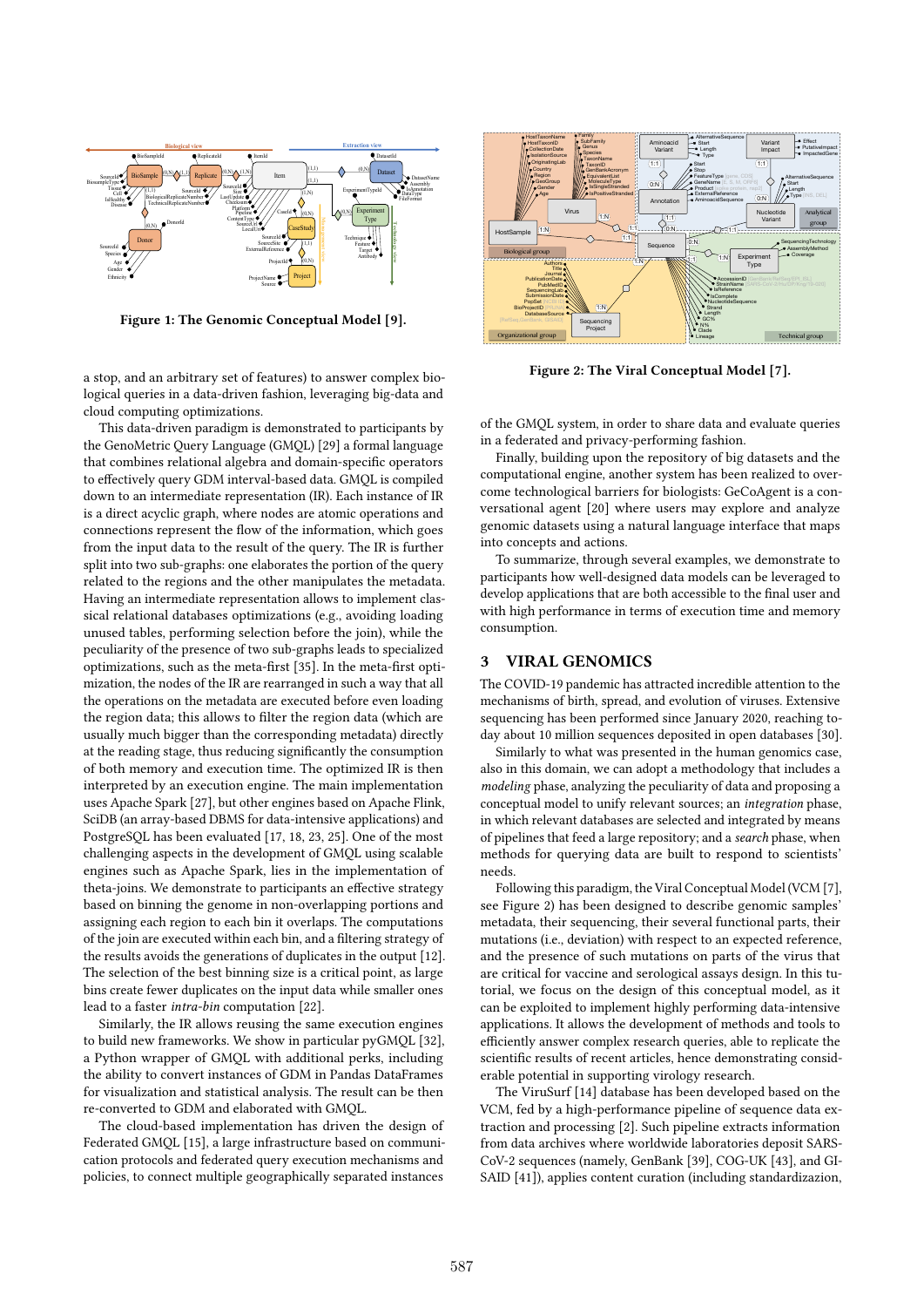Figure 1: The Genomic Conceptual Model [9].

a stop, and an arbitrary set of features) to answer complex biological queries in a data-driven fashion, leveraging big-data and cloud computing optimizations.

This data-driven paradigm is demonstrated to participants by the GenoMetric Query Language (GMQL) [29] a formal language that combines relational algebra and domain-specific operators to effectively query GDM interval-based data. GMQL is compiled down to an intermediate representation (IR). Each instance of IR is a direct acyclic graph, where nodes are atomic operations and connections represent the flow of the information, which goes from the input data to the result of the query. The IR is further split into two sub-graphs: one elaborates the portion of the query related to the regions and the other manipulates the metadata. Having an intermediate representation allows to implement classical relational databases optimizations (e.g., avoiding loading unused tables, performing selection before the join), while the peculiarity of the presence of two sub-graphs leads to specialized optimizations, such as the meta-first [35]. In the meta-first optimization, the nodes of the IR are rearranged in such a way that all the operations on the metadata are executed before even loading the region data; this allows to filter the region data (which are usually much bigger than the corresponding metadata) directly at the reading stage, thus reducing significantly the consumption of both memory and execution time. The optimized IR is then interpreted by an execution engine. The main implementation uses Apache Spark [27], but other engines based on Apache Flink, SciDB (an array-based DBMS for data-intensive applications) and PostgreSQL has been evaluated [17, 18, 23, 25]. One of the most challenging aspects in the development of GMQL using scalable engines such as Apache Spark, lies in the implementation of theta-joins. We demonstrate to participants an effective strategy based on binning the genome in non-overlapping portions and assigning each region to each bin it overlaps. The computations of the join are executed within each bin, and a filtering strategy of the results avoids the generations of duplicates in the output [12]. The selection of the best binning size is a critical point, as large bins create fewer duplicates on the input data while smaller ones lead to a faster *intra-bin* computation [22].

Similarly, the IR allows reusing the same execution engines to build new frameworks. We show in particular pyGMQL [32], a Python wrapper of GMQL with additional perks, including the ability to convert instances of GDM in Pandas DataFrames for visualization and statistical analysis. The result can be then re-converted to GDM and elaborated with GMQL.

The cloud-based implementation has driven the design of Federated GMQL [15], a large infrastructure based on communication protocols and federated query execution mechanisms and policies, to connect multiple geographically separated instances of the GMQL system, in order to share data and evaluate queries in a federated and privacy-performing fashion.

Figure 2: The Viral Conceptual Model [7].

Finally, building upon the repository of big datasets and the computational engine, another system has been realized to overcome technological barriers for biologists: GeCoAgent is a conversational agent [20] where users may explore and analyze genomic datasets using a natural language interface that maps into concepts and actions.

To summarize, through several examples, we demonstrate to participants how well-designed data models can be leveraged to develop applications that are both accessible to the final user and with high performance in terms of execution time and memory consumption.

## 3 VIRAL GENOMICS

The COVID-19 pandemic has attracted incredible attention to the mechanisms of birth, spread, and evolution of viruses. Extensive sequencing has been performed since January 2020, reaching today about 10 million sequences deposited in open databases [30].

Similarly to what was presented in the human genomics case, also in this domain, we can adopt a methodology that includes a *modeling* phase, analyzing the peculiarity of data and proposing a conceptual model to unify relevant sources; an *integration* phase, in which relevant databases are selected and integrated by means of pipelines that feed a large repository; and a *search* phase, when methods for querying data are built to respond to scientists' needs.

Following this paradigm, the Viral Conceptual Model (VCM [7], see Figure 2) has been designed to describe genomic samples' metadata, their sequencing, their several functional parts, their mutations (i.e., deviation) with respect to an expected reference, and the presence of such mutations on parts of the virus that are critical for vaccine and serological assays design. In this tutorial, we focus on the design of this conceptual model, as it can be exploited to implement highly performing data-intensive applications. It allows the development of methods and tools to efficiently answer complex research queries, able to replicate the scientific results of recent articles, hence demonstrating considerable potential in supporting virology research.

The ViruSurf [14] database has been developed based on the VCM, fed by a high-performance pipeline of sequence data extraction and processing [2]. Such pipeline extracts information from data archives where worldwide laboratories deposit SARS-CoV-2 sequences (namely, GenBank [39], COG-UK [43], and GISAID [41]), applies content curation (including standardizazion,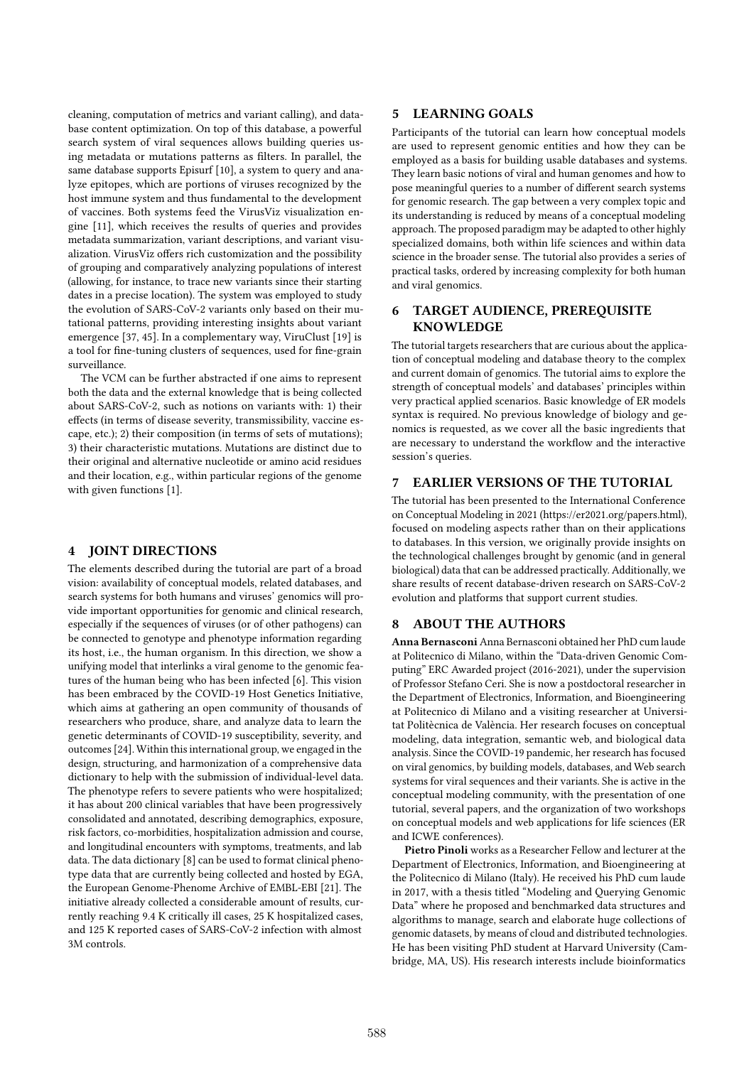cleaning, computation of metrics and variant calling), and database content optimization. On top of this database, a powerful search system of viral sequences allows building queries using metadata or mutations patterns as filters. In parallel, the same database supports Episurf [10], a system to query and analyze epitopes, which are portions of viruses recognized by the host immune system and thus fundamental to the development of vaccines. Both systems feed the VirusViz visualization engine [11], which receives the results of queries and provides metadata summarization, variant descriptions, and variant visualization. VirusViz offers rich customization and the possibility of grouping and comparatively analyzing populations of interest (allowing, for instance, to trace new variants since their starting dates in a precise location). The system was employed to study the evolution of SARS-CoV-2 variants only based on their mutational patterns, providing interesting insights about variant emergence [37, 45]. In a complementary way, ViruClust [19] is a tool for fine-tuning clusters of sequences, used for fine-grain surveillance.

The VCM can be further abstracted if one aims to represent both the data and the external knowledge that is being collected about SARS-CoV-2, such as notions on variants with: 1) their effects (in terms of disease severity, transmissibility, vaccine escape, etc.); 2) their composition (in terms of sets of mutations); 3) their characteristic mutations. Mutations are distinct due to their original and alternative nucleotide or amino acid residues and their location, e.g., within particular regions of the genome with given functions [1].

## 4 JOINT DIRECTIONS

The elements described during the tutorial are part of a broad vision: availability of conceptual models, related databases, and search systems for both humans and viruses' genomics will provide important opportunities for genomic and clinical research, especially if the sequences of viruses (or of other pathogens) can be connected to genotype and phenotype information regarding its host, i.e., the human organism. In this direction, we show a unifying model that interlinks a viral genome to the genomic features of the human being who has been infected [6]. This vision has been embraced by the COVID-19 Host Genetics Initiative, which aims at gathering an open community of thousands of researchers who produce, share, and analyze data to learn the genetic determinants of COVID-19 susceptibility, severity, and outcomes [24]. Within this international group, we engaged in the design, structuring, and harmonization of a comprehensive data dictionary to help with the submission of individual-level data. The phenotype refers to severe patients who were hospitalized; it has about 200 clinical variables that have been progressively consolidated and annotated, describing demographics, exposure, risk factors, co-morbidities, hospitalization admission and course, and longitudinal encounters with symptoms, treatments, and lab data. The data dictionary [8] can be used to format clinical phenotype data that are currently being collected and hosted by EGA, the European Genome-Phenome Archive of EMBL-EBI [21]. The initiative already collected a considerable amount of results, currently reaching 9.4 K critically ill cases, 25 K hospitalized cases, and 125 K reported cases of SARS-CoV-2 infection with almost 3M controls.

## 5 LEARNING GOALS

Participants of the tutorial can learn how conceptual models are used to represent genomic entities and how they can be employed as a basis for building usable databases and systems. They learn basic notions of viral and human genomes and how to pose meaningful queries to a number of different search systems for genomic research. The gap between a very complex topic and its understanding is reduced by means of a conceptual modeling approach. The proposed paradigm may be adapted to other highly specialized domains, both within life sciences and within data science in the broader sense. The tutorial also provides a series of practical tasks, ordered by increasing complexity for both human and viral genomics.

## 6 TARGET AUDIENCE, PREREQUISITE KNOWLEDGE

The tutorial targets researchers that are curious about the application of conceptual modeling and database theory to the complex and current domain of genomics. The tutorial aims to explore the strength of conceptual models' and databases' principles within very practical applied scenarios. Basic knowledge of ER models syntax is required. No previous knowledge of biology and genomics is requested, as we cover all the basic ingredients that are necessary to understand the workflow and the interactive session's queries.

## 7 EARLIER VERSIONS OF THE TUTORIAL

The tutorial has been presented to the International Conference on Conceptual Modeling in 2021 (https://er2021.org/papers.html), focused on modeling aspects rather than on their applications to databases. In this version, we originally provide insights on the technological challenges brought by genomic (and in general biological) data that can be addressed practically. Additionally, we share results of recent database-driven research on SARS-CoV-2 evolution and platforms that support current studies.

## 8 ABOUT THE AUTHORS

**Anna Bernasconi** Anna Bernasconi obtained her PhD cum laude at Politecnico di Milano, within the "Data-driven Genomic Computing" ERC Awarded project (2016-2021), under the supervision of Professor Stefano Ceri. She is now a postdoctoral researcher in the Department of Electronics, Information, and Bioengineering at Politecnico di Milano and a visiting researcher at Universitat Politècnica de València. Her research focuses on conceptual modeling, data integration, semantic web, and biological data analysis. Since the COVID-19 pandemic, her research has focused on viral genomics, by building models, databases, and Web search systems for viral sequences and their variants. She is active in the conceptual modeling community, with the presentation of one tutorial, several papers, and the organization of two workshops on conceptual models and web applications for life sciences (ER and ICWE conferences).

**Pietro Pinoli** works as a Researcher Fellow and lecturer at the Department of Electronics, Information, and Bioengineering at the Politecnico di Milano (Italy). He received his PhD cum laude in 2017, with a thesis titled "Modeling and Querying Genomic Data" where he proposed and benchmarked data structures and algorithms to manage, search and elaborate huge collections of genomic datasets, by means of cloud and distributed technologies. He has been visiting PhD student at Harvard University (Cambridge, MA, US). His research interests include bioinformatics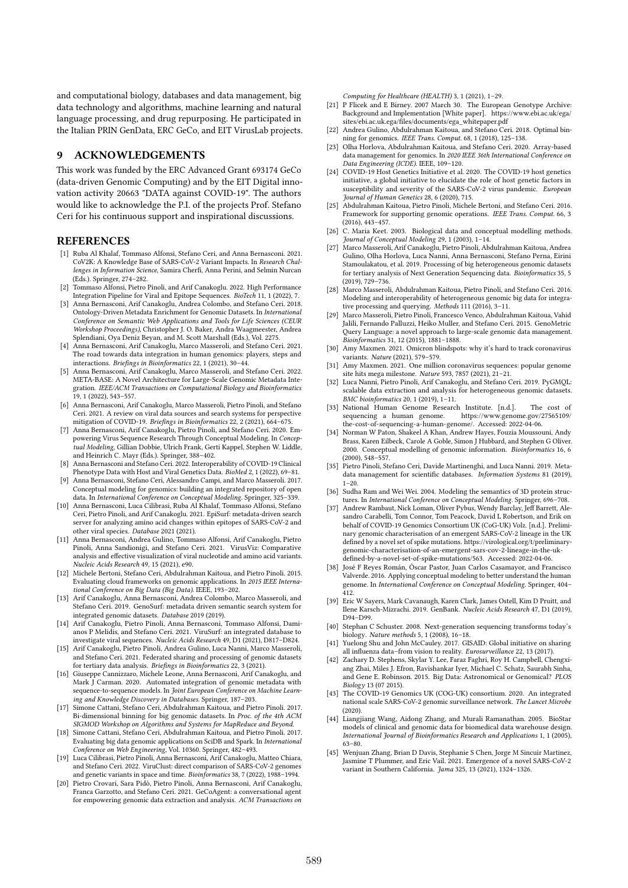and computational biology, databases and data management, big data technology and algorithms, machine learning and natural language processing, and drug repurposing. He participated in the Italian PRIN GenData, ERC GeCo, and EIT VirusLab projects.

## 9 ACKNOWLEDGEMENTS

This work was funded by the ERC Advanced Grant 693174 GeCo (data-driven Genomic Computing) and by the EIT Digital innovation activity 20663 "DATA against COVID-19". The authors would like to acknowledge the P.I. of the projects Prof. Stefano Ceri for his continuous support and inspirational discussions.

## REFERENCES

[1] Ruba Al Khalaf, Tommaso Alfonsi, Stefano Ceri, and Anna Bernasconi. 2021. CoV2K: A Knowledge Base of SARS-CoV-2 Variant Impacts. In *Research Challenges in Information Science*, Samira Cherfi, Anna Perini, and Selmin Nurcan (Eds.). Springer, 274–282.

[2] Tommaso Alfonsi, Pietro Pinoli, and Arif Canakoglu. 2022. High Performance Integration Pipeline for Viral and Epitope Sequences. *BioTech* 11, 1 (2022), 7.

[3] Anna Bernasconi, Arif Canakoglu, Andrea Colombo, and Stefano Ceri. 2018. Ontology-Driven Metadata Enrichment for Genomic Datasets. In *International Conference on Semantic Web Applications and Tools for Life Sciences (CEUR Workshop Proceedings)*, Christopher J. O. Baker, Andra Waagmeester, Andrea Splendiani, Oya Deniz Beyan, and M. Scott Marshall (Eds.), Vol. 2275.

[4] Anna Bernasconi, Arif Canakoglu, Marco Masseroli, and Stefano Ceri. 2021. The road towards data integration in human genomics: players, steps and interactions. *Briefings in Bioinformatics* 22, 1 (2021), 30–44.

[5] Anna Bernasconi, Arif Canakoglu, Marco Masseroli, and Stefano Ceri. 2022. META-BASE: A Novel Architecture for Large-Scale Genomic Metadata Integration. *IEEE/ACM Transactions on Computational Biology and Bioinformatics* 19, 1 (2022), 543–557.

[6] Anna Bernasconi, Arif Canakoglu, Marco Masseroli, Pietro Pinoli, and Stefano Ceri. 2021. A review on viral data sources and search systems for perspective mitigation of COVID-19. *Briefings in Bioinformatics* 22, 2 (2021), 664–675.

[7] Anna Bernasconi, Arif Canakoglu, Pietro Pinoli, and Stefano Ceri. 2020. Empowering Virus Sequence Research Through Conceptual Modeling. In *Conceptual Modeling*, Gillian Dobbie, Ulrich Frank, Gerti Kappel, Stephen W. Liddle, and Heinrich C. Mayr (Eds.). Springer, 388–402.

[8] Anna Bernasconi and Stefano Ceri. 2022. Interoperability of COVID-19 Clinical Phenotype Data with Host and Viral Genetics Data. *BioMed* 2, 1 (2022), 69–81.

[9] Anna Bernasconi, Stefano Ceri, Alessandro Campi, and Marco Masseroli. 2017. Conceptual modeling for genomics: building an integrated repository of open data. In *International Conference on Conceptual Modeling*. Springer, 325–339.

[10] Anna Bernasconi, Luca Cilibrasi, Ruba Al Khalaf, Tommaso Alfonsi, Stefano Ceri, Pietro Pinoli, and Arif Canakoglu. 2021. EpiSurf: metadata-driven search server for analyzing amino acid changes within epitopes of SARS-CoV-2 and other viral species. *Database* 2021 (2021).

[11] Anna Bernasconi, Andrea Gulino, Tommaso Alfonsi, Arif Canakoglu, Pietro Pinoli, Anna Sandionigi, and Stefano Ceri. 2021. VirusViz: Comparative analysis and effective visualization of viral nucleotide and amino acid variants. *Nucleic Acids Research* 49, 15 (2021), e90.

[12] Michele Bertoni, Stefano Ceri, Abdulrahman Kaitoua, and Pietro Pinoli. 2015. Evaluating cloud frameworks on genomic applications. In *2015 IEEE International Conference on Big Data (Big Data)*. IEEE, 193–202.

[13] Arif Canakoglu, Anna Bernasconi, Andrea Colombo, Marco Masseroli, and Stefano Ceri. 2019. GenoSurf: metadata driven semantic search system for integrated genomic datasets. *Database* 2019 (2019).

[14] Arif Canakoglu, Pietro Pinoli, Anna Bernasconi, Tommaso Alfonsi, Damianos P Melidis, and Stefano Ceri. 2021. ViruSurf: an integrated database to investigate viral sequences. *Nucleic Acids Research* 49, D1 (2021), D817–D824.

[15] Arif Canakoglu, Pietro Pinoli, Andrea Gulino, Luca Nanni, Marco Masseroli, and Stefano Ceri. 2021. Federated sharing and processing of genomic datasets for tertiary data analysis. *Briefings in Bioinformatics* 22, 3 (2021).

[16] Giuseppe Cannizzaro, Michele Leone, Anna Bernasconi, Arif Canakoglu, and Mark J Carman. 2020. Automated integration of genomic metadata with sequence-to-sequence models. In *Joint European Conference on Machine Learning and Knowledge Discovery in Databases*. Springer, 187–203.

[17] Simone Cattani, Stefano Ceri, Abdulrahman Kaitoua, and Pietro Pinoli. 2017. Bi-dimensional binning for big genomic datasets. In *Proc. of the 4th ACM SIGMOD Workshop on Algorithms and Systems for MapReduce and Beyond*.

[18] Simone Cattani, Stefano Ceri, Abdulrahman Kaitoua, and Pietro Pinoli. 2017. Evaluating big data genomic applications on SciDB and Spark. In *International Conference on Web Engineering*, Vol. 10360. Springer, 482–493.

[19] Luca Cilibrasi, Pietro Pinoli, Anna Bernasconi, Arif Canakoglu, Matteo Chiara, and Stefano Ceri. 2022. ViruClust: direct comparison of SARS-CoV-2 genomes and genetic variants in space and time. *Bioinformatics* 38, 7 (2022), 1988–1994.

[20] Pietro Crovari, Sara Pidò, Pietro Pinoli, Anna Bernasconi, Arif Canakoglu, Franca Garzotto, and Stefano Ceri. 2021. GeCoAgent: a conversational agent for empowering genomic data extraction and analysis. *ACM Transactions on Computing for Healthcare (HEALTH)* 3, 1 (2021), 1–29.

[21] P Flicek and E Birney. 2007 March 30. The European Genotype Archive: Background and Implementation [White paper]. https://www.ebi.ac.uk/ega/sites/ebi.ac.uk.ega/files/documents/ega_whitepaper.pdf

[22] Andrea Gulino, Abdulrahman Kaitoua, and Stefano Ceri. 2018. Optimal binning for genomics. *IEEE Trans. Comput.* 68, 1 (2018), 125–138.

[23] Olha Horlova, Abdulrahman Kaitoua, and Stefano Ceri. 2020. Array-based data management for genomics. In *2020 IEEE 36th International Conference on Data Engineering (ICDE)*. IEEE, 109–120.

[24] COVID-19 Host Genetics Initiative et al. 2020. The COVID-19 host genetics initiative, a global initiative to elucidate the role of host genetic factors in susceptibility and severity of the SARS-CoV-2 virus pandemic. *European Journal of Human Genetics* 28, 6 (2020), 715.

[25] Abdulrahman Kaitoua, Pietro Pinoli, Michele Bertoni, and Stefano Ceri. 2016. Framework for supporting genomic operations. *IEEE Trans. Comput.* 66, 3 (2016), 443–457.

[26] C. Maria Keet. 2003. Biological data and conceptual modelling methods. *Journal of Conceptual Modeling* 29, 1 (2003), 1–14.

[27] Marco Masseroli, Arif Canakoglu, Pietro Pinoli, Abdulrahman Kaitoua, Andrea Gulino, Olha Horlova, Luca Nanni, Anna Bernasconi, Stefano Perna, Eirini Stamoulakatou, et al. 2019. Processing of big heterogeneous genomic datasets for tertiary analysis of Next Generation Sequencing data. *Bioinformatics* 35, 5 (2019), 729–736.

[28] Marco Masseroli, Abdulrahman Kaitoua, Pietro Pinoli, and Stefano Ceri. 2016. Modeling and interoperability of heterogeneous genomic big data for integrative processing and querying. *Methods* 111 (2016), 3–11.

[29] Marco Masseroli, Pietro Pinoli, Francesco Venco, Abdulrahman Kaitoua, Vahid Jalili, Fernando Palluzzi, Heiko Muller, and Stefano Ceri. 2015. GenoMetric Query Language: a novel approach to large-scale genomic data management. *Bioinformatics* 31, 12 (2015), 1881–1888.

[30] Amy Maxmen. 2021. Omicron blindspots: why it's hard to track coronavirus variants. *Nature* (2021), 579–579.

[31] Amy Maxmen. 2021. One million coronavirus sequences: popular genome site hits mega milestone. *Nature* 593, 7857 (2021), 21–21.

[32] Luca Nanni, Pietro Pinoli, Arif Canakoglu, and Stefano Ceri. 2019. PyGMQL: scalable data extraction and analysis for heterogeneous genomic datasets. *BMC bioinformatics* 20, 1 (2019), 1–11.

[33] National Human Genome Research Institute. [n.d.]. The cost of sequencing a human genome. https://www.genome.gov/27565109/the-cost-of-sequencing-a-human-genome/. Accessed: 2022-04-06.

[34] Norman W Paton, Shakeel A Khan, Andrew Hayes, Fouzia Moussouni, Andy Brass, Karen Eilbeck, Carole A Goble, Simon J Hubbard, and Stephen G Oliver. 2000. Conceptual modelling of genomic information. *Bioinformatics* 16, 6 (2000), 548–557.

[35] Pietro Pinoli, Stefano Ceri, Davide Martinenghi, and Luca Nanni. 2019. Metadata management for scientific databases. *Information Systems* 81 (2019), 1–20.

[36] Sudha Ram and Wei Wei. 2004. Modeling the semantics of 3D protein structures. In *International Conference on Conceptual Modeling*. Springer, 696–708.

[37] Andrew Rambaut, Nick Loman, Oliver Pybus, Wendy Barclay, Jeff Barrett, Alesandro Carabelli, Tom Connor, Tom Peacock, David L Robertson, and Erik on behalf of COVID-19 Genomics Consortium UK (CoG-UK) Volz. [n.d.]. Preliminary genomic characterisation of an emergent SARS-CoV-2 lineage in the UK defined by a novel set of spike mutations. https://virological.org/t/preliminary-genomic-characterisation-of-an-emergent-sars-cov-2-lineage-in-the-uk-defined-by-a-novel-set-of-spike-mutations/563. Accessed: 2022-04-06.

[38] José F Reyes Román, Óscar Pastor, Juan Carlos Casamayor, and Francisco Valverde. 2016. Applying conceptual modeling to better understand the human genome. In *International Conference on Conceptual Modeling*. Springer, 404–412.

[39] Eric W Sayers, Mark Cavanaugh, Karen Clark, James Ostell, Kim D Pruitt, and Ilene Karsch-Mizrachi. 2019. GenBank. *Nucleic Acids Research* 47, D1 (2019), D94–D99.

[40] Stephan C Schuster. 2008. Next-generation sequencing transforms today's biology. *Nature methods* 5, 1 (2008), 16–18.

[41] Yuelong Shu and John McCauley. 2017. GISAID: Global initiative on sharing all influenza data–from vision to reality. *Eurosurveillance* 22, 13 (2017).

[42] Zachary D. Stephens, Skylar Y. Lee, Faraz Faghri, Roy H. Campbell, Chengxiang Zhai, Miles J. Efron, Ravishankar Iyer, Michael C. Schatz, Saurabh Sinha, and Gene E. Robinson. 2015. Big Data: Astronomical or Genomical? *PLOS Biology* 13 (07 2015).

[43] The COVID-19 Genomics UK (COG-UK) consortium. 2020. An integrated national scale SARS-CoV-2 genomic surveillance network. *The Lancet Microbe* (2020).

[44] Liangjiang Wang, Aidong Zhang, and Murali Ramanathan. 2005. BioStar models of clinical and genomic data for biomedical data warehouse design. *International Journal of Bioinformatics Research and Applications* 1, 1 (2005), 63–80.

[45] Wenjuan Zhang, Brian D Davis, Stephanie S Chen, Jorge M Sincuir Martinez, Jasmine T Plummer, and Eric Vail. 2021. Emergence of a novel SARS-CoV-2 variant in Southern California. *Jama* 325, 13 (2021), 1324–1326.